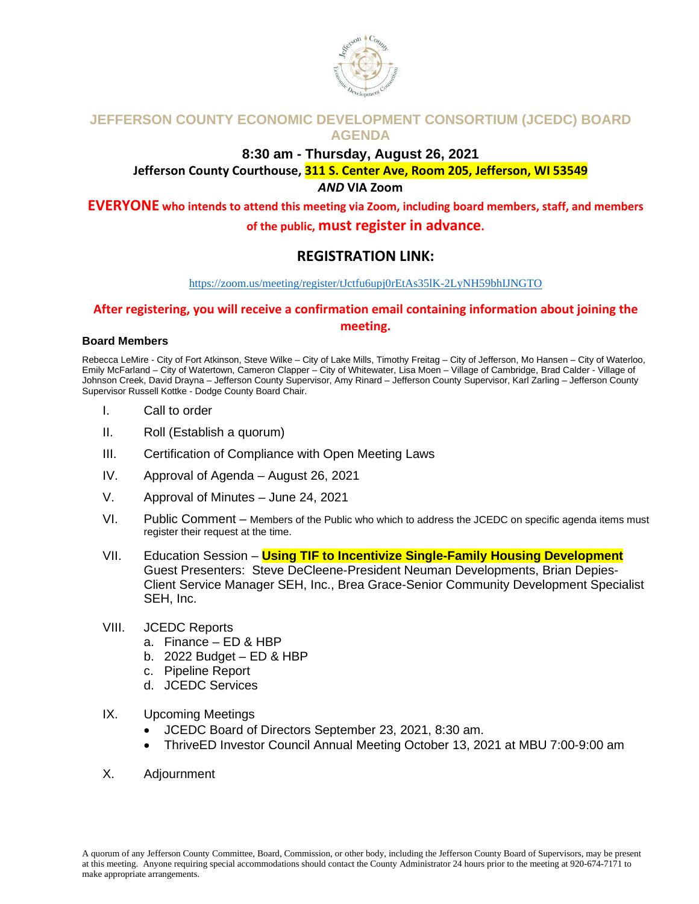# JEFFERSON COUNTY ECONOMIC DEVELOPMENT CONSORTIUM (JCEDC) BOARD AGENDA

**8:30 am - Thursday, August 26, 2021**

**Jefferson County Courthouse, 311 S. Center Ave, Room 205, Jefferson, WI 53549**

***AND* VIA Zoom**

**EVERYONE who intends to attend this meeting via Zoom, including board members, staff, and members of the public, must register in advance.**

## REGISTRATION LINK:

https://zoom.us/meeting/register/tJctfu6upj0rEtAs35lK-2LyNH59bhIJNGTO

**After registering, you will receive a confirmation email containing information about joining the meeting.**

### Board Members

Rebecca LeMire - City of Fort Atkinson, Steve Wilke – City of Lake Mills, Timothy Freitag – City of Jefferson, Mo Hansen – City of Waterloo, Emily McFarland – City of Watertown, Cameron Clapper – City of Whitewater, Lisa Moen – Village of Cambridge, Brad Calder - Village of Johnson Creek, David Drayna – Jefferson County Supervisor, Amy Rinard – Jefferson County Supervisor, Karl Zarling – Jefferson County Supervisor Russell Kottke - Dodge County Board Chair.

I. Call to order

II. Roll (Establish a quorum)

III. Certification of Compliance with Open Meeting Laws

IV. Approval of Agenda – August 26, 2021

V. Approval of Minutes – June 24, 2021

VI. Public Comment – Members of the Public who which to address the JCEDC on specific agenda items must register their request at the time.

VII. Education Session – **Using TIF to Incentivize Single-Family Housing Development**
Guest Presenters: Steve DeCleene-President Neuman Developments, Brian Depies-Client Service Manager SEH, Inc., Brea Grace-Senior Community Development Specialist SEH, Inc.

VIII. JCEDC Reports
   a. Finance – ED & HBP
   b. 2022 Budget – ED & HBP
   c. Pipeline Report
   d. JCEDC Services

IX. Upcoming Meetings
   - JCEDC Board of Directors September 23, 2021, 8:30 am.
   - ThriveED Investor Council Annual Meeting October 13, 2021 at MBU 7:00-9:00 am

X. Adjournment

A quorum of any Jefferson County Committee, Board, Commission, or other body, including the Jefferson County Board of Supervisors, may be present at this meeting. Anyone requiring special accommodations should contact the County Administrator 24 hours prior to the meeting at 920-674-7171 to make appropriate arrangements.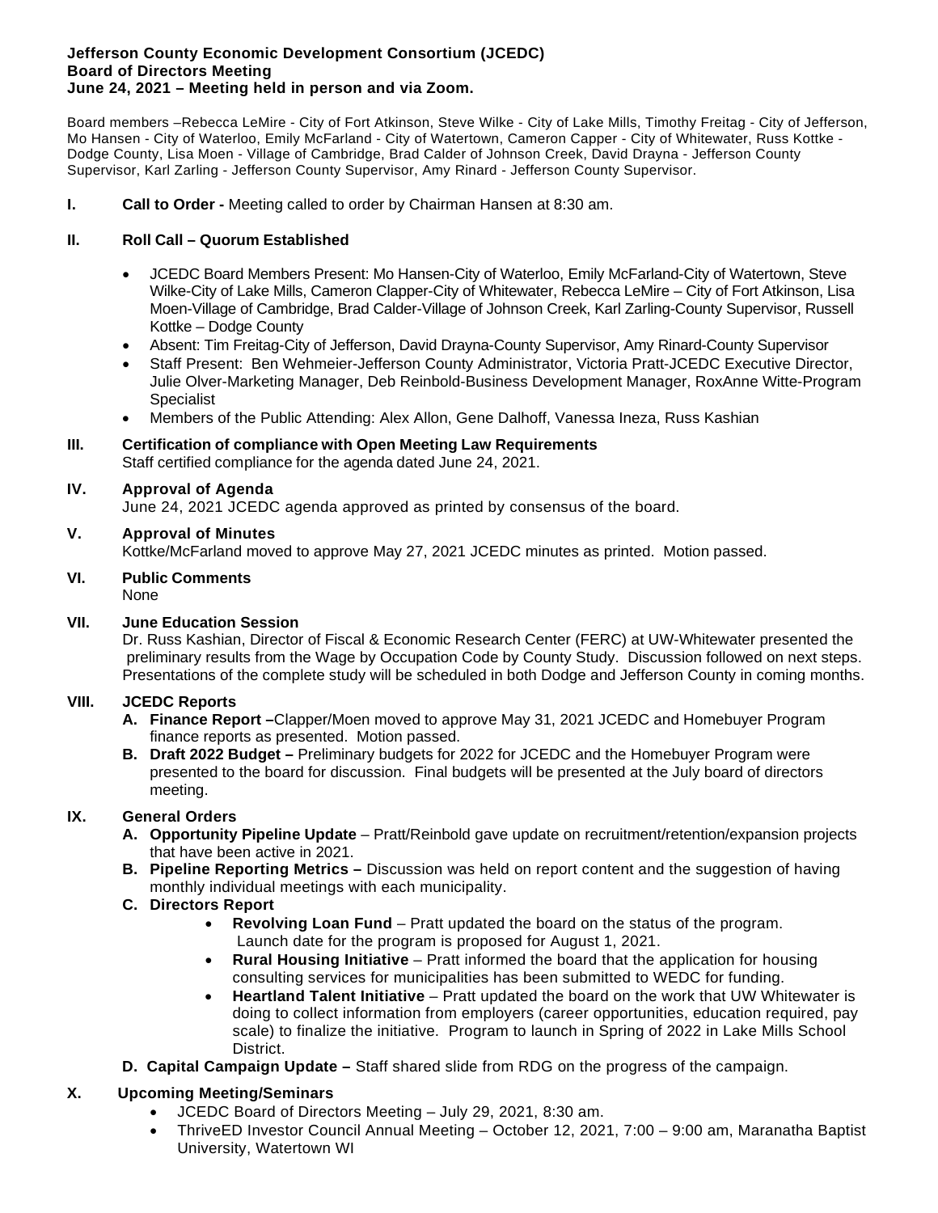**Jefferson County Economic Development Consortium (JCEDC)**
**Board of Directors Meeting**
**June 24, 2021 – Meeting held in person and via Zoom.**

Board members –Rebecca LeMire - City of Fort Atkinson, Steve Wilke - City of Lake Mills, Timothy Freitag - City of Jefferson, Mo Hansen - City of Waterloo, Emily McFarland - City of Watertown, Cameron Capper - City of Whitewater, Russ Kottke - Dodge County, Lisa Moen - Village of Cambridge, Brad Calder of Johnson Creek, David Drayna - Jefferson County Supervisor, Karl Zarling - Jefferson County Supervisor, Amy Rinard - Jefferson County Supervisor.

**I. Call to Order -** Meeting called to order by Chairman Hansen at 8:30 am.

**II. Roll Call – Quorum Established**

- JCEDC Board Members Present: Mo Hansen-City of Waterloo, Emily McFarland-City of Watertown, Steve Wilke-City of Lake Mills, Cameron Clapper-City of Whitewater, Rebecca LeMire – City of Fort Atkinson, Lisa Moen-Village of Cambridge, Brad Calder-Village of Johnson Creek, Karl Zarling-County Supervisor, Russell Kottke – Dodge County
- Absent: Tim Freitag-City of Jefferson, David Drayna-County Supervisor, Amy Rinard-County Supervisor
- Staff Present: Ben Wehmeier-Jefferson County Administrator, Victoria Pratt-JCEDC Executive Director, Julie Olver-Marketing Manager, Deb Reinbold-Business Development Manager, RoxAnne Witte-Program Specialist
- Members of the Public Attending: Alex Allon, Gene Dalhoff, Vanessa Ineza, Russ Kashian

**III. Certification of compliance with Open Meeting Law Requirements**
Staff certified compliance for the agenda dated June 24, 2021.

**IV. Approval of Agenda**
June 24, 2021 JCEDC agenda approved as printed by consensus of the board.

**V. Approval of Minutes**
Kottke/McFarland moved to approve May 27, 2021 JCEDC minutes as printed. Motion passed.

**VI. Public Comments**
None

**VII. June Education Session**
Dr. Russ Kashian, Director of Fiscal & Economic Research Center (FERC) at UW-Whitewater presented the preliminary results from the Wage by Occupation Code by County Study. Discussion followed on next steps. Presentations of the complete study will be scheduled in both Dodge and Jefferson County in coming months.

**VIII. JCEDC Reports**

**A. Finance Report –**Clapper/Moen moved to approve May 31, 2021 JCEDC and Homebuyer Program finance reports as presented. Motion passed.

**B. Draft 2022 Budget –** Preliminary budgets for 2022 for JCEDC and the Homebuyer Program were presented to the board for discussion. Final budgets will be presented at the July board of directors meeting.

**IX. General Orders**

**A. Opportunity Pipeline Update** – Pratt/Reinbold gave update on recruitment/retention/expansion projects that have been active in 2021.

**B. Pipeline Reporting Metrics –** Discussion was held on report content and the suggestion of having monthly individual meetings with each municipality.

**C. Directors Report**

- **Revolving Loan Fund** – Pratt updated the board on the status of the program. Launch date for the program is proposed for August 1, 2021.
- **Rural Housing Initiative** – Pratt informed the board that the application for housing consulting services for municipalities has been submitted to WEDC for funding.
- **Heartland Talent Initiative** – Pratt updated the board on the work that UW Whitewater is doing to collect information from employers (career opportunities, education required, pay scale) to finalize the initiative. Program to launch in Spring of 2022 in Lake Mills School District.

**D. Capital Campaign Update –** Staff shared slide from RDG on the progress of the campaign.

**X. Upcoming Meeting/Seminars**

- JCEDC Board of Directors Meeting – July 29, 2021, 8:30 am.
- ThriveED Investor Council Annual Meeting – October 12, 2021, 7:00 – 9:00 am, Maranatha Baptist University, Watertown WI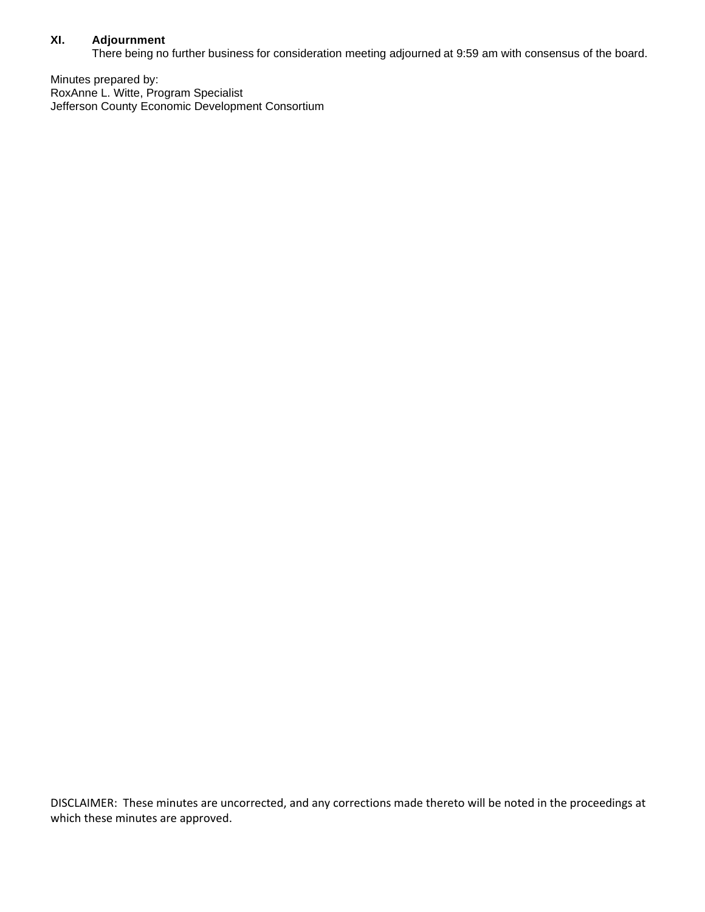### XI. Adjournment

There being no further business for consideration meeting adjourned at 9:59 am with consensus of the board.

Minutes prepared by:
RoxAnne L. Witte, Program Specialist
Jefferson County Economic Development Consortium

DISCLAIMER: These minutes are uncorrected, and any corrections made thereto will be noted in the proceedings at which these minutes are approved.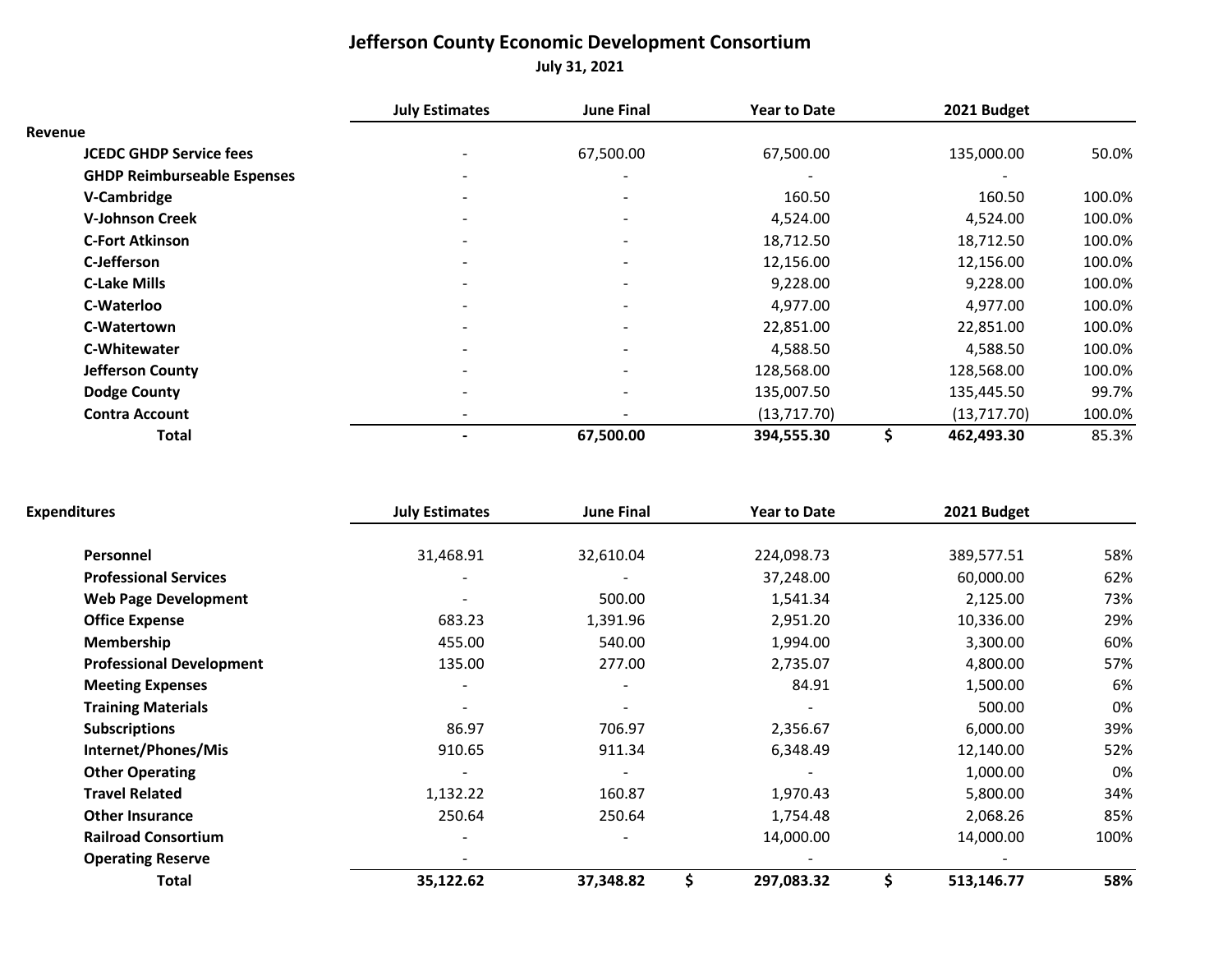# Jefferson County Economic Development Consortium

**July 31, 2021**

| | July Estimates | June Final | Year to Date | 2021 Budget | |
|---|---|---|---|---|---|
| **Revenue** | | | | | |
| **JCEDC GHDP Service fees** | - | 67,500.00 | 67,500.00 | 135,000.00 | 50.0% |
| **GHDP Reimburseable Espenses** | - | - | - | - | |
| **V-Cambridge** | - | - | 160.50 | 160.50 | 100.0% |
| **V-Johnson Creek** | - | - | 4,524.00 | 4,524.00 | 100.0% |
| **C-Fort Atkinson** | - | - | 18,712.50 | 18,712.50 | 100.0% |
| **C-Jefferson** | - | - | 12,156.00 | 12,156.00 | 100.0% |
| **C-Lake Mills** | - | - | 9,228.00 | 9,228.00 | 100.0% |
| **C-Waterloo** | - | - | 4,977.00 | 4,977.00 | 100.0% |
| **C-Watertown** | - | - | 22,851.00 | 22,851.00 | 100.0% |
| **C-Whitewater** | - | - | 4,588.50 | 4,588.50 | 100.0% |
| **Jefferson County** | - | - | 128,568.00 | 128,568.00 | 100.0% |
| **Dodge County** | - | - | 135,007.50 | 135,445.50 | 99.7% |
| **Contra Account** | - | - | (13,717.70) | (13,717.70) | 100.0% |
| **Total** | **-** | **67,500.00** | **394,555.30** | **$ 462,493.30** | 85.3% |

| **Expenditures** | July Estimates | June Final | Year to Date | 2021 Budget | |
|---|---|---|---|---|---|
| **Personnel** | 31,468.91 | 32,610.04 | 224,098.73 | 389,577.51 | 58% |
| **Professional Services** | - | - | 37,248.00 | 60,000.00 | 62% |
| **Web Page Development** | - | 500.00 | 1,541.34 | 2,125.00 | 73% |
| **Office Expense** | 683.23 | 1,391.96 | 2,951.20 | 10,336.00 | 29% |
| **Membership** | 455.00 | 540.00 | 1,994.00 | 3,300.00 | 60% |
| **Professional Development** | 135.00 | 277.00 | 2,735.07 | 4,800.00 | 57% |
| **Meeting Expenses** | - | - | 84.91 | 1,500.00 | 6% |
| **Training Materials** | - | - | - | 500.00 | 0% |
| **Subscriptions** | 86.97 | 706.97 | 2,356.67 | 6,000.00 | 39% |
| **Internet/Phones/Mis** | 910.65 | 911.34 | 6,348.49 | 12,140.00 | 52% |
| **Other Operating** | - | - | - | 1,000.00 | 0% |
| **Travel Related** | 1,132.22 | 160.87 | 1,970.43 | 5,800.00 | 34% |
| **Other Insurance** | 250.64 | 250.64 | 1,754.48 | 2,068.26 | 85% |
| **Railroad Consortium** | - | - | 14,000.00 | 14,000.00 | 100% |
| **Operating Reserve** | - | | - | - | |
| **Total** | **35,122.62** | **37,348.82** | **$ 297,083.32** | **$ 513,146.77** | **58%** |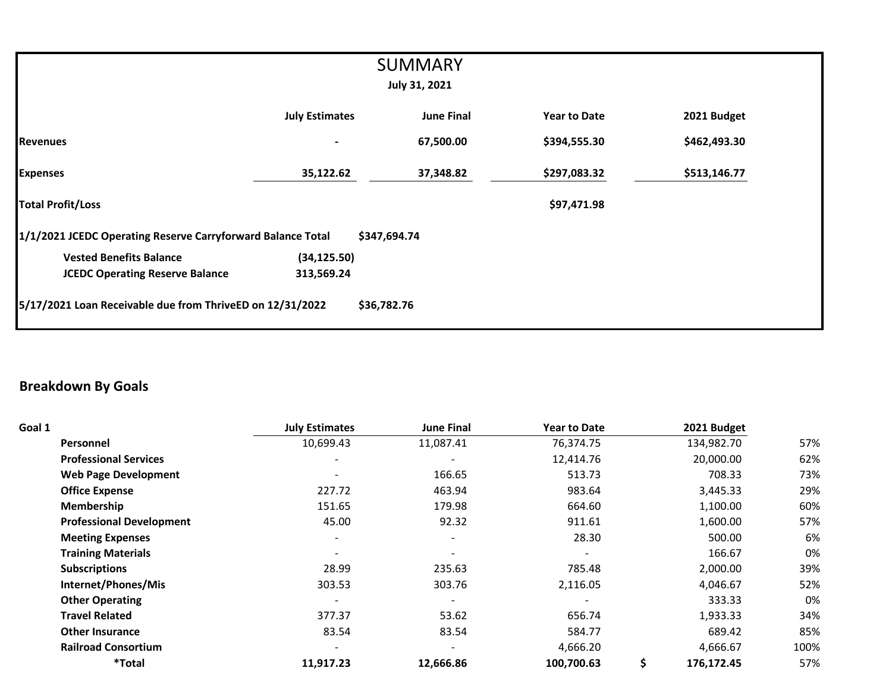# SUMMARY

**July 31, 2021**

| | July Estimates | June Final | Year to Date | 2021 Budget |
|---|---|---|---|---|
| **Revenues** | - | 67,500.00 | $394,555.30 | $462,493.30 |
| **Expenses** | 35,122.62 | 37,348.82 | $297,083.32 | $513,146.77 |
| **Total Profit/Loss** | | | $97,471.98 | |

| | | |
|---|---|---|
| **1/1/2021 JCEDC Operating Reserve Carryforward Balance Total** | | $347,694.74 |
| **Vested Benefits Balance** | (34,125.50) | |
| **JCEDC Operating Reserve Balance** | 313,569.24 | |
| **5/17/2021 Loan Receivable due from ThriveED on 12/31/2022** | | $36,782.76 |

## Breakdown By Goals

| Goal 1 | July Estimates | June Final | Year to Date | 2021 Budget | |
|---|---|---|---|---|---|
| **Personnel** | 10,699.43 | 11,087.41 | 76,374.75 | 134,982.70 | 57% |
| **Professional Services** | - | - | 12,414.76 | 20,000.00 | 62% |
| **Web Page Development** | - | 166.65 | 513.73 | 708.33 | 73% |
| **Office Expense** | 227.72 | 463.94 | 983.64 | 3,445.33 | 29% |
| **Membership** | 151.65 | 179.98 | 664.60 | 1,100.00 | 60% |
| **Professional Development** | 45.00 | 92.32 | 911.61 | 1,600.00 | 57% |
| **Meeting Expenses** | - | - | 28.30 | 500.00 | 6% |
| **Training Materials** | - | - | - | 166.67 | 0% |
| **Subscriptions** | 28.99 | 235.63 | 785.48 | 2,000.00 | 39% |
| **Internet/Phones/Mis** | 303.53 | 303.76 | 2,116.05 | 4,046.67 | 52% |
| **Other Operating** | - | - | - | 333.33 | 0% |
| **Travel Related** | 377.37 | 53.62 | 656.74 | 1,933.33 | 34% |
| **Other Insurance** | 83.54 | 83.54 | 584.77 | 689.42 | 85% |
| **Railroad Consortium** | - | - | 4,666.20 | 4,666.67 | 100% |
| ***Total** | **11,917.23** | **12,666.86** | **100,700.63** | **$ 176,172.45** | 57% |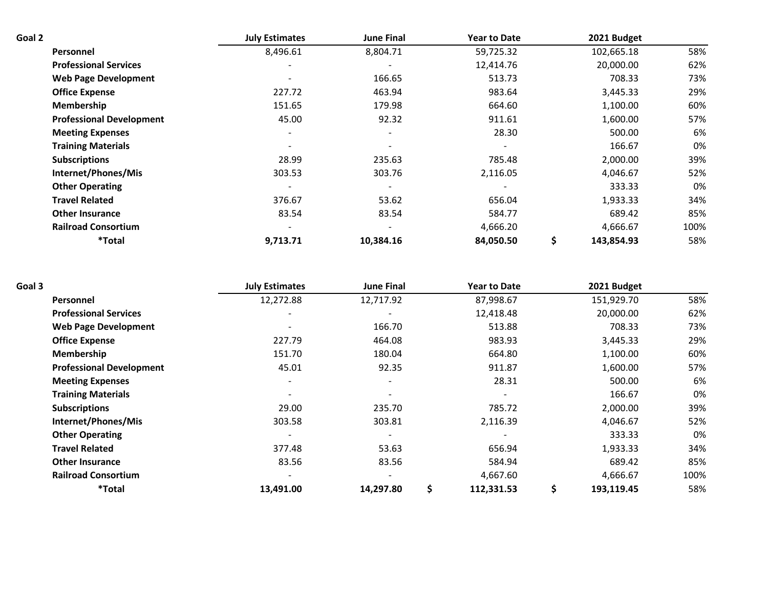| Goal 2 | July Estimates | June Final | Year to Date | 2021 Budget | |
|---|---|---|---|---|---|
| **Personnel** | 8,496.61 | 8,804.71 | 59,725.32 | 102,665.18 | 58% |
| **Professional Services** | - | - | 12,414.76 | 20,000.00 | 62% |
| **Web Page Development** | - | 166.65 | 513.73 | 708.33 | 73% |
| **Office Expense** | 227.72 | 463.94 | 983.64 | 3,445.33 | 29% |
| **Membership** | 151.65 | 179.98 | 664.60 | 1,100.00 | 60% |
| **Professional Development** | 45.00 | 92.32 | 911.61 | 1,600.00 | 57% |
| **Meeting Expenses** | - | - | 28.30 | 500.00 | 6% |
| **Training Materials** | - | - | - | 166.67 | 0% |
| **Subscriptions** | 28.99 | 235.63 | 785.48 | 2,000.00 | 39% |
| **Internet/Phones/Mis** | 303.53 | 303.76 | 2,116.05 | 4,046.67 | 52% |
| **Other Operating** | - | - | - | 333.33 | 0% |
| **Travel Related** | 376.67 | 53.62 | 656.04 | 1,933.33 | 34% |
| **Other Insurance** | 83.54 | 83.54 | 584.77 | 689.42 | 85% |
| **Railroad Consortium** | - | - | 4,666.20 | 4,666.67 | 100% |
| ***Total** | **9,713.71** | **10,384.16** | **84,050.50** | **$ 143,854.93** | 58% |

| Goal 3 | July Estimates | June Final | Year to Date | 2021 Budget | |
|---|---|---|---|---|---|
| **Personnel** | 12,272.88 | 12,717.92 | 87,998.67 | 151,929.70 | 58% |
| **Professional Services** | - | - | 12,418.48 | 20,000.00 | 62% |
| **Web Page Development** | - | 166.70 | 513.88 | 708.33 | 73% |
| **Office Expense** | 227.79 | 464.08 | 983.93 | 3,445.33 | 29% |
| **Membership** | 151.70 | 180.04 | 664.80 | 1,100.00 | 60% |
| **Professional Development** | 45.01 | 92.35 | 911.87 | 1,600.00 | 57% |
| **Meeting Expenses** | - | - | 28.31 | 500.00 | 6% |
| **Training Materials** | - | - | - | 166.67 | 0% |
| **Subscriptions** | 29.00 | 235.70 | 785.72 | 2,000.00 | 39% |
| **Internet/Phones/Mis** | 303.58 | 303.81 | 2,116.39 | 4,046.67 | 52% |
| **Other Operating** | - | - | - | 333.33 | 0% |
| **Travel Related** | 377.48 | 53.63 | 656.94 | 1,933.33 | 34% |
| **Other Insurance** | 83.56 | 83.56 | 584.94 | 689.42 | 85% |
| **Railroad Consortium** | - | - | 4,667.60 | 4,666.67 | 100% |
| ***Total** | **13,491.00** | **14,297.80** | **$ 112,331.53** | **$ 193,119.45** | 58% |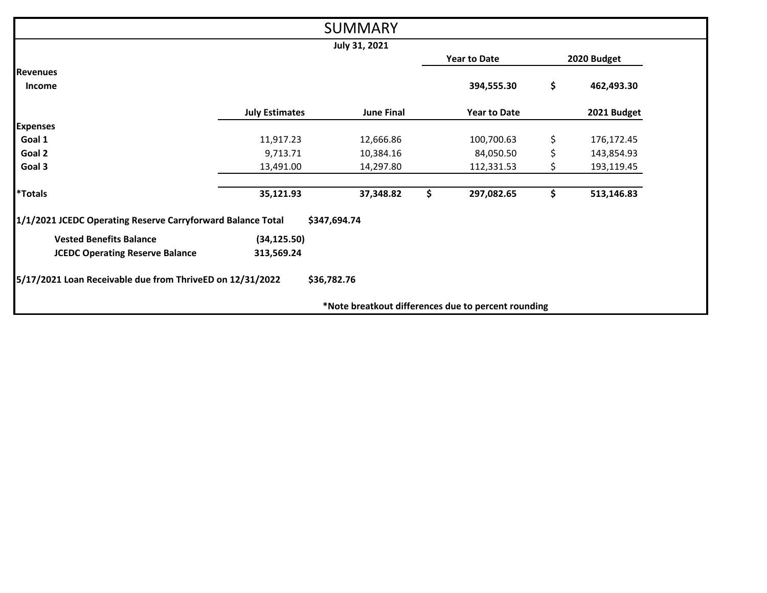# SUMMARY

**July 31, 2021**

| | | | Year to Date | 2020 Budget |
|---|---|---|---|---|
| **Revenues** | | | | |
| **Income** | | | **394,555.30** | **$ 462,493.30** |

| | July Estimates | June Final | Year to Date | 2021 Budget |
|---|---|---|---|---|
| **Expenses** | | | | |
| **Goal 1** | 11,917.23 | 12,666.86 | 100,700.63 | $ 176,172.45 |
| **Goal 2** | 9,713.71 | 10,384.16 | 84,050.50 | $ 143,854.93 |
| **Goal 3** | 13,491.00 | 14,297.80 | 112,331.53 | $ 193,119.45 |
| ***Totals** | **35,121.93** | **37,348.82** | **$ 297,082.65** | **$ 513,146.83** |

**1/1/2021 JCEDC Operating Reserve Carryforward Balance Total** **$347,694.74**

| | |
|---|---|
| **Vested Benefits Balance** | **(34,125.50)** |
| **JCEDC Operating Reserve Balance** | **313,569.24** |

**5/17/2021 Loan Receivable due from ThriveED on 12/31/2022** **$36,782.76**

***Note breatkout differences due to percent rounding**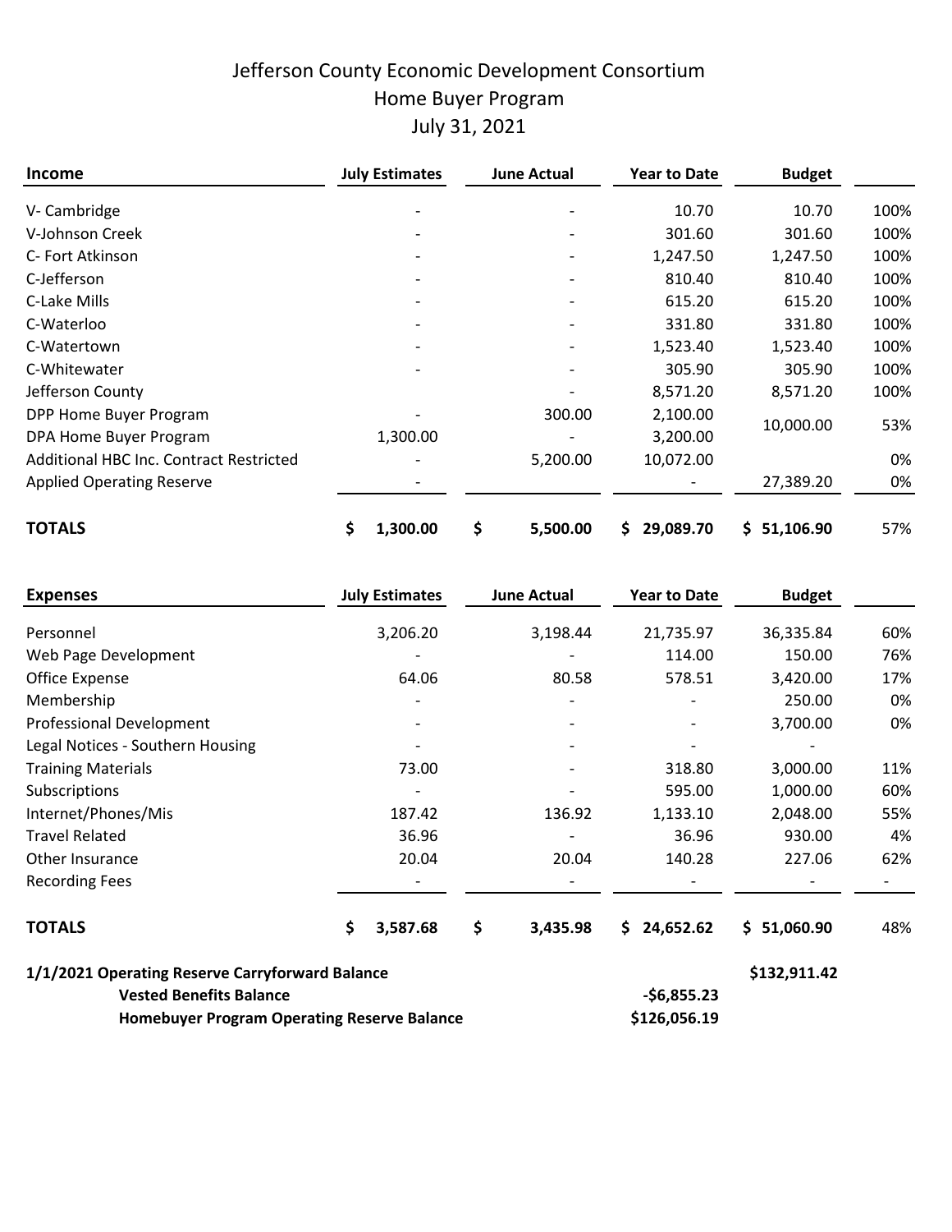# Jefferson County Economic Development Consortium
## Home Buyer Program
## July 31, 2021

| Income | July Estimates | June Actual | Year to Date | Budget | |
|---|---|---|---|---|---|
| V- Cambridge | - | - | 10.70 | 10.70 | 100% |
| V-Johnson Creek | - | - | 301.60 | 301.60 | 100% |
| C- Fort Atkinson | - | - | 1,247.50 | 1,247.50 | 100% |
| C-Jefferson | - | - | 810.40 | 810.40 | 100% |
| C-Lake Mills | - | - | 615.20 | 615.20 | 100% |
| C-Waterloo | - | - | 331.80 | 331.80 | 100% |
| C-Watertown | - | - | 1,523.40 | 1,523.40 | 100% |
| C-Whitewater | - | - | 305.90 | 305.90 | 100% |
| Jefferson County | | - | 8,571.20 | 8,571.20 | 100% |
| DPP Home Buyer Program | - | 300.00 | 2,100.00 | 10,000.00 | 53% |
| DPA Home Buyer Program | 1,300.00 | - | 3,200.00 | | |
| Additional HBC Inc. Contract Restricted | - | 5,200.00 | 10,072.00 | | 0% |
| Applied Operating Reserve | - | | - | 27,389.20 | 0% |
| **TOTALS** | **$ 1,300.00** | **$ 5,500.00** | **$ 29,089.70** | **$ 51,106.90** | 57% |

| Expenses | July Estimates | June Actual | Year to Date | Budget | |
|---|---|---|---|---|---|
| Personnel | 3,206.20 | 3,198.44 | 21,735.97 | 36,335.84 | 60% |
| Web Page Development | - | - | 114.00 | 150.00 | 76% |
| Office Expense | 64.06 | 80.58 | 578.51 | 3,420.00 | 17% |
| Membership | - | - | - | 250.00 | 0% |
| Professional Development | - | - | - | 3,700.00 | 0% |
| Legal Notices - Southern Housing | - | - | - | - | |
| Training Materials | 73.00 | - | 318.80 | 3,000.00 | 11% |
| Subscriptions | - | - | 595.00 | 1,000.00 | 60% |
| Internet/Phones/Mis | 187.42 | 136.92 | 1,133.10 | 2,048.00 | 55% |
| Travel Related | 36.96 | - | 36.96 | 930.00 | 4% |
| Other Insurance | 20.04 | 20.04 | 140.28 | 227.06 | 62% |
| Recording Fees | - | - | - | - | - |
| **TOTALS** | **$ 3,587.68** | **$ 3,435.98** | **$ 24,652.62** | **$ 51,060.90** | 48% |

| | | |
|---|---|---|
| **1/1/2021 Operating Reserve Carryforward Balance** | | **$132,911.42** |
| **Vested Benefits Balance** | **-$6,855.23** | |
| **Homebuyer Program Operating Reserve Balance** | **$126,056.19** | |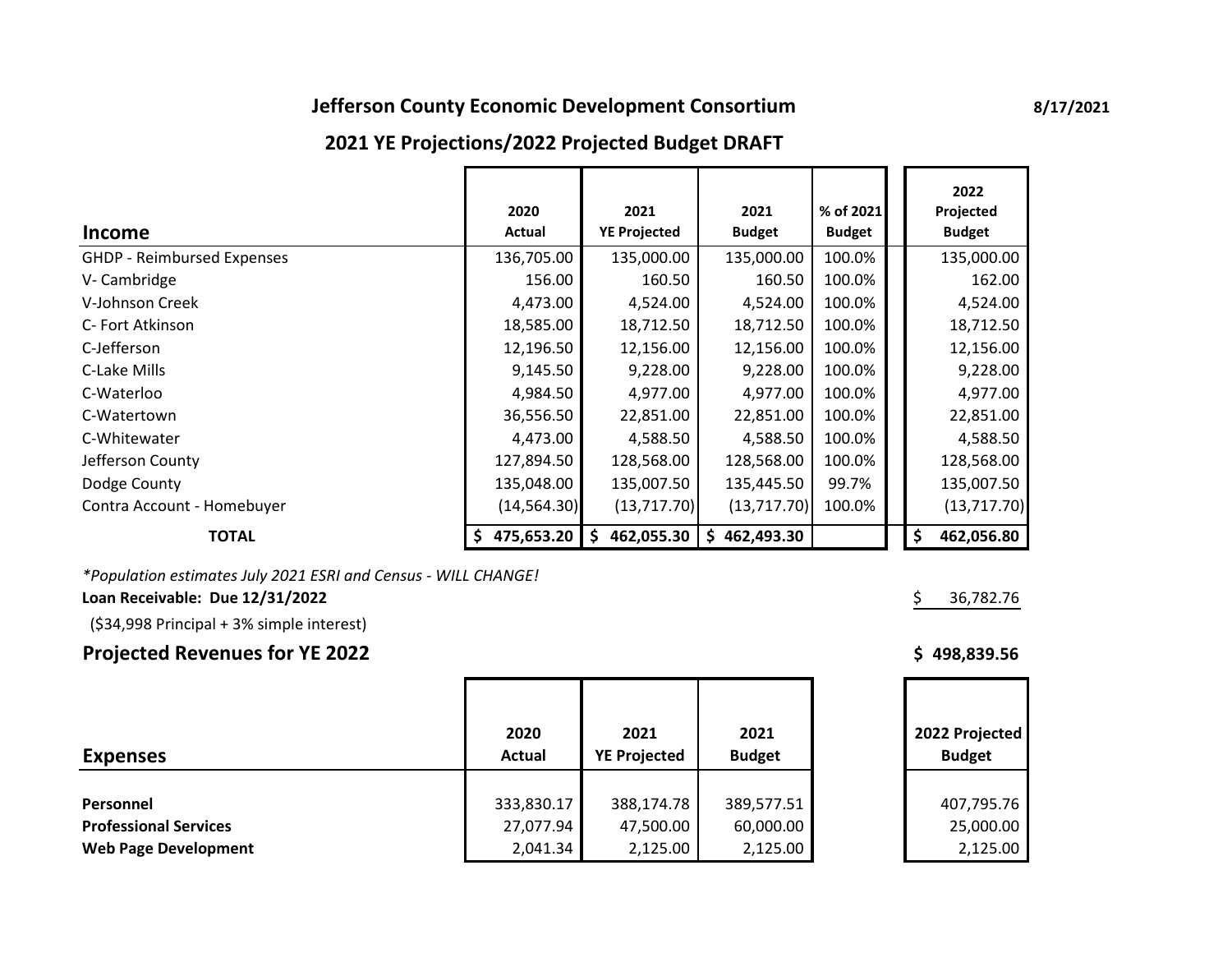## Jefferson County Economic Development Consortium

8/17/2021

## 2021 YE Projections/2022 Projected Budget DRAFT

| Income | 2020 Actual | 2021 YE Projected | 2021 Budget | % of 2021 Budget | 2022 Projected Budget |
|---|---|---|---|---|---|
| GHDP - Reimbursed Expenses | 136,705.00 | 135,000.00 | 135,000.00 | 100.0% | 135,000.00 |
| V- Cambridge | 156.00 | 160.50 | 160.50 | 100.0% | 162.00 |
| V-Johnson Creek | 4,473.00 | 4,524.00 | 4,524.00 | 100.0% | 4,524.00 |
| C- Fort Atkinson | 18,585.00 | 18,712.50 | 18,712.50 | 100.0% | 18,712.50 |
| C-Jefferson | 12,196.50 | 12,156.00 | 12,156.00 | 100.0% | 12,156.00 |
| C-Lake Mills | 9,145.50 | 9,228.00 | 9,228.00 | 100.0% | 9,228.00 |
| C-Waterloo | 4,984.50 | 4,977.00 | 4,977.00 | 100.0% | 4,977.00 |
| C-Watertown | 36,556.50 | 22,851.00 | 22,851.00 | 100.0% | 22,851.00 |
| C-Whitewater | 4,473.00 | 4,588.50 | 4,588.50 | 100.0% | 4,588.50 |
| Jefferson County | 127,894.50 | 128,568.00 | 128,568.00 | 100.0% | 128,568.00 |
| Dodge County | 135,048.00 | 135,007.50 | 135,445.50 | 99.7% | 135,007.50 |
| Contra Account - Homebuyer | (14,564.30) | (13,717.70) | (13,717.70) | 100.0% | (13,717.70) |
| **TOTAL** | **$ 475,653.20** | **$ 462,055.30** | **$ 462,493.30** | | **$ 462,056.80** |

*\*Population estimates July 2021 ESRI and Census - WILL CHANGE!*

**Loan Receivable: Due 12/31/2022** $ 36,782.76

($34,998 Principal + 3% simple interest)

**Projected Revenues for YE 2022** **$ 498,839.56**

| Expenses | 2020 Actual | 2021 YE Projected | 2021 Budget | 2022 Projected Budget |
|---|---|---|---|---|
| **Personnel** | 333,830.17 | 388,174.78 | 389,577.51 | 407,795.76 |
| **Professional Services** | 27,077.94 | 47,500.00 | 60,000.00 | 25,000.00 |
| **Web Page Development** | 2,041.34 | 2,125.00 | 2,125.00 | 2,125.00 |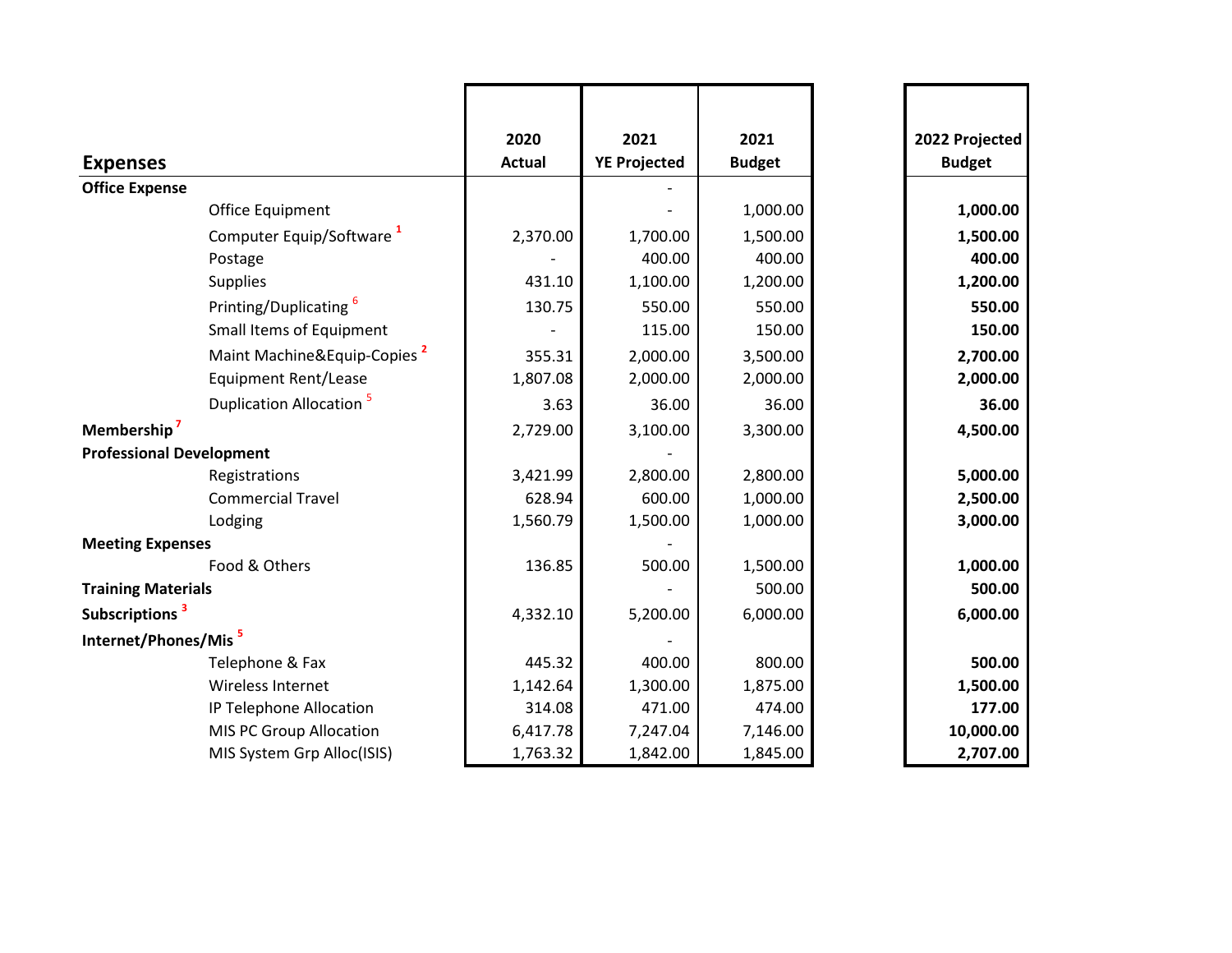| Expenses | 2020 Actual | 2021 YE Projected | 2021 Budget | 2022 Projected Budget |
|---|---|---|---|---|
| **Office Expense** | | - | | |
| Office Equipment | | - | 1,000.00 | **1,000.00** |
| Computer Equip/Software [1] | 2,370.00 | 1,700.00 | 1,500.00 | **1,500.00** |
| Postage | - | 400.00 | 400.00 | **400.00** |
| Supplies | 431.10 | 1,100.00 | 1,200.00 | **1,200.00** |
| Printing/Duplicating [6] | 130.75 | 550.00 | 550.00 | **550.00** |
| Small Items of Equipment | - | 115.00 | 150.00 | **150.00** |
| Maint Machine&Equip-Copies [2] | 355.31 | 2,000.00 | 3,500.00 | **2,700.00** |
| Equipment Rent/Lease | 1,807.08 | 2,000.00 | 2,000.00 | **2,000.00** |
| Duplication Allocation [5] | 3.63 | 36.00 | 36.00 | **36.00** |
| **Membership [7]** | 2,729.00 | 3,100.00 | 3,300.00 | **4,500.00** |
| **Professional Development** | | - | | |
| Registrations | 3,421.99 | 2,800.00 | 2,800.00 | **5,000.00** |
| Commercial Travel | 628.94 | 600.00 | 1,000.00 | **2,500.00** |
| Lodging | 1,560.79 | 1,500.00 | 1,000.00 | **3,000.00** |
| **Meeting Expenses** | | - | | |
| Food & Others | 136.85 | 500.00 | 1,500.00 | **1,000.00** |
| **Training Materials** | | - | 500.00 | **500.00** |
| **Subscriptions [3]** | 4,332.10 | 5,200.00 | 6,000.00 | **6,000.00** |
| **Internet/Phones/Mis [5]** | | - | | |
| Telephone & Fax | 445.32 | 400.00 | 800.00 | **500.00** |
| Wireless Internet | 1,142.64 | 1,300.00 | 1,875.00 | **1,500.00** |
| IP Telephone Allocation | 314.08 | 471.00 | 474.00 | **177.00** |
| MIS PC Group Allocation | 6,417.78 | 7,247.04 | 7,146.00 | **10,000.00** |
| MIS System Grp Alloc(ISIS) | 1,763.32 | 1,842.00 | 1,845.00 | **2,707.00** |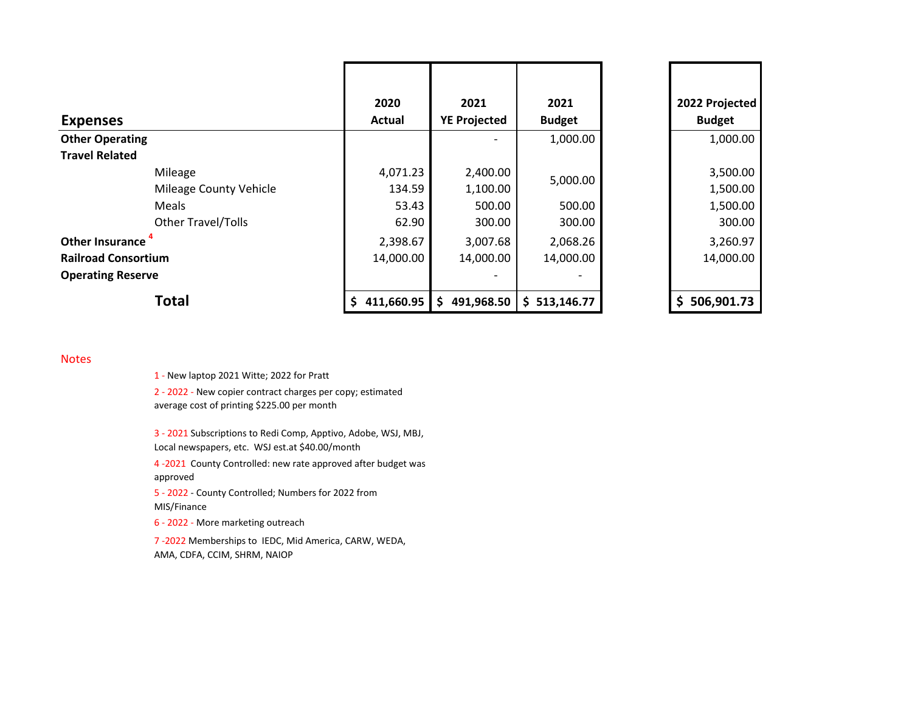| Expenses | 2020 Actual | 2021 YE Projected | 2021 Budget | 2022 Projected Budget |
|---|---|---|---|---|
| **Other Operating** | | - | 1,000.00 | 1,000.00 |
| **Travel Related** | | | | |
| Mileage | 4,071.23 | 2,400.00 | 5,000.00 | 3,500.00 |
| Mileage County Vehicle | 134.59 | 1,100.00 | | 1,500.00 |
| Meals | 53.43 | 500.00 | 500.00 | 1,500.00 |
| Other Travel/Tolls | 62.90 | 300.00 | 300.00 | 300.00 |
| **Other Insurance** [4] | 2,398.67 | 3,007.68 | 2,068.26 | 3,260.97 |
| **Railroad Consortium** | 14,000.00 | 14,000.00 | 14,000.00 | 14,000.00 |
| **Operating Reserve** | | - | - | |
| **Total** | **$ 411,660.95** | **$ 491,968.50** | **$ 513,146.77** | **$ 506,901.73** |

Notes

1 - New laptop 2021 Witte; 2022 for Pratt

2 - 2022 - New copier contract charges per copy; estimated average cost of printing $225.00 per month

3 - 2021 Subscriptions to Redi Comp, Apptivo, Adobe, WSJ, MBJ, Local newspapers, etc. WSJ est.at $40.00/month

4 -2021 County Controlled: new rate approved after budget was approved

5 - 2022 - County Controlled; Numbers for 2022 from MIS/Finance

6 - 2022 - More marketing outreach

7 -2022 Memberships to IEDC, Mid America, CARW, WEDA, AMA, CDFA, CCIM, SHRM, NAIOP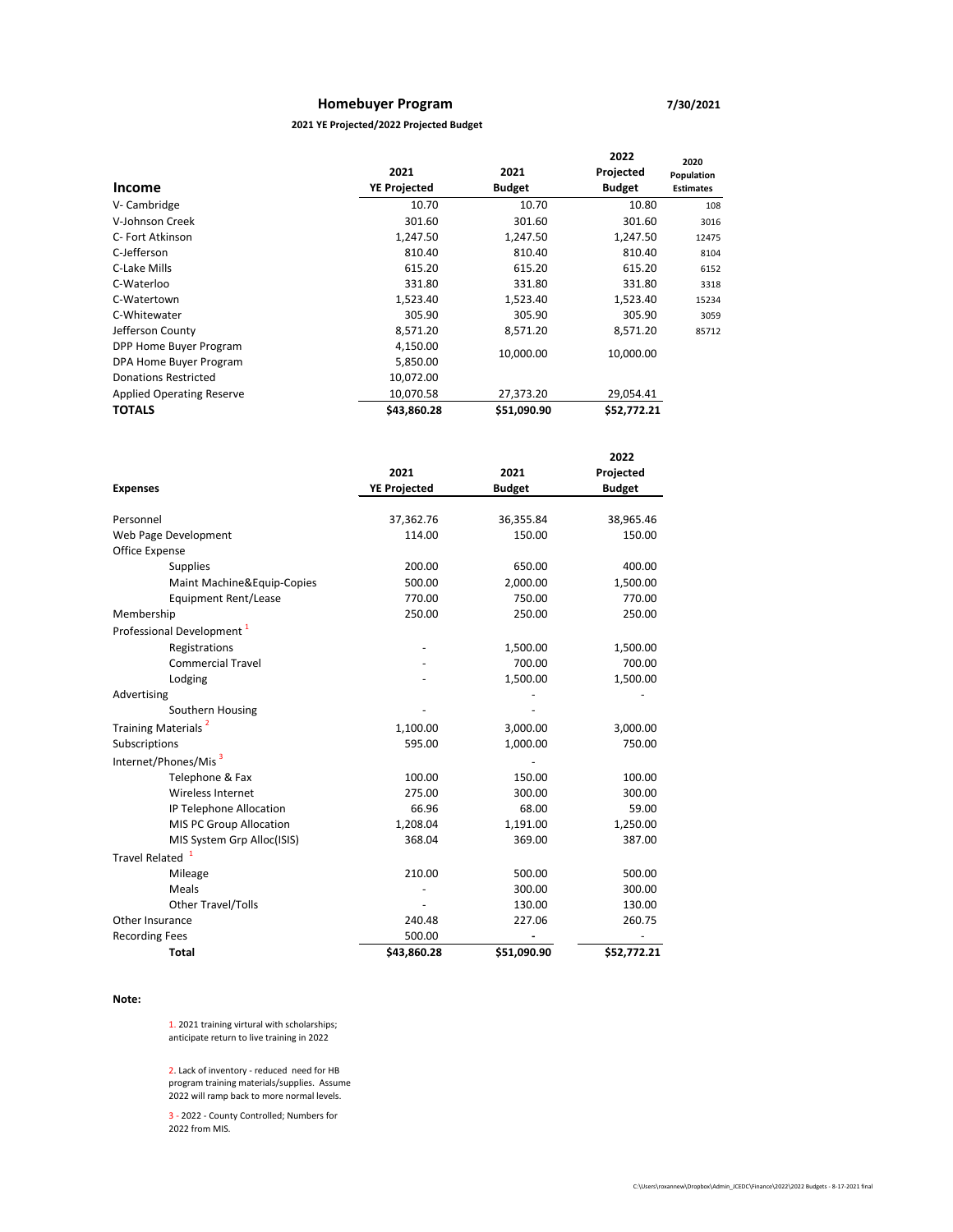## Homebuyer Program

**7/30/2021**

**2021 YE Projected/2022 Projected Budget**

| **Income** | **2021 YE Projected** | **2021 Budget** | **2022 Projected Budget** | **2020 Population Estimates** |
|---|---|---|---|---|
| V- Cambridge | 10.70 | 10.70 | 10.80 | 108 |
| V-Johnson Creek | 301.60 | 301.60 | 301.60 | 3016 |
| C- Fort Atkinson | 1,247.50 | 1,247.50 | 1,247.50 | 12475 |
| C-Jefferson | 810.40 | 810.40 | 810.40 | 8104 |
| C-Lake Mills | 615.20 | 615.20 | 615.20 | 6152 |
| C-Waterloo | 331.80 | 331.80 | 331.80 | 3318 |
| C-Watertown | 1,523.40 | 1,523.40 | 1,523.40 | 15234 |
| C-Whitewater | 305.90 | 305.90 | 305.90 | 3059 |
| Jefferson County | 8,571.20 | 8,571.20 | 8,571.20 | 85712 |
| DPP Home Buyer Program | 4,150.00 | 10,000.00 | 10,000.00 | |
| DPA Home Buyer Program | 5,850.00 | | | |
| Donations Restricted | 10,072.00 | | | |
| Applied Operating Reserve | 10,070.58 | 27,373.20 | 29,054.41 | |
| **TOTALS** | **$43,860.28** | **$51,090.90** | **$52,772.21** | |

| **Expenses** | **2021 YE Projected** | **2021 Budget** | **2022 Projected Budget** |
|---|---|---|---|
| Personnel | 37,362.76 | 36,355.84 | 38,965.46 |
| Web Page Development | 114.00 | 150.00 | 150.00 |
| Office Expense | | | |
| Supplies | 200.00 | 650.00 | 400.00 |
| Maint Machine&Equip-Copies | 500.00 | 2,000.00 | 1,500.00 |
| Equipment Rent/Lease | 770.00 | 750.00 | 770.00 |
| Membership | 250.00 | 250.00 | 250.00 |
| Professional Development [1] | | | |
| Registrations | - | 1,500.00 | 1,500.00 |
| Commercial Travel | - | 700.00 | 700.00 |
| Lodging | - | 1,500.00 | 1,500.00 |
| Advertising | | - | - |
| Southern Housing | - | - | |
| Training Materials [2] | 1,100.00 | 3,000.00 | 3,000.00 |
| Subscriptions | 595.00 | 1,000.00 | 750.00 |
| Internet/Phones/Mis [3] | | - | |
| Telephone & Fax | 100.00 | 150.00 | 100.00 |
| Wireless Internet | 275.00 | 300.00 | 300.00 |
| IP Telephone Allocation | 66.96 | 68.00 | 59.00 |
| MIS PC Group Allocation | 1,208.04 | 1,191.00 | 1,250.00 |
| MIS System Grp Alloc(ISIS) | 368.04 | 369.00 | 387.00 |
| Travel Related [1] | | | |
| Mileage | 210.00 | 500.00 | 500.00 |
| Meals | - | 300.00 | 300.00 |
| Other Travel/Tolls | - | 130.00 | 130.00 |
| Other Insurance | 240.48 | 227.06 | 260.75 |
| Recording Fees | 500.00 | - | - |
| **Total** | **$43,860.28** | **$51,090.90** | **$52,772.21** |

**Note:**

1. 2021 training virtual with scholarships; anticipate return to live training in 2022

2. Lack of inventory - reduced need for HB program training materials/supplies. Assume 2022 will ramp back to more normal levels.

3 - 2022 - County Controlled; Numbers for 2022 from MIS.

C:\Users\roxannew\Dropbox\Admin_JCEDC\Finance\2022\2022 Budgets - 8-17-2021 final